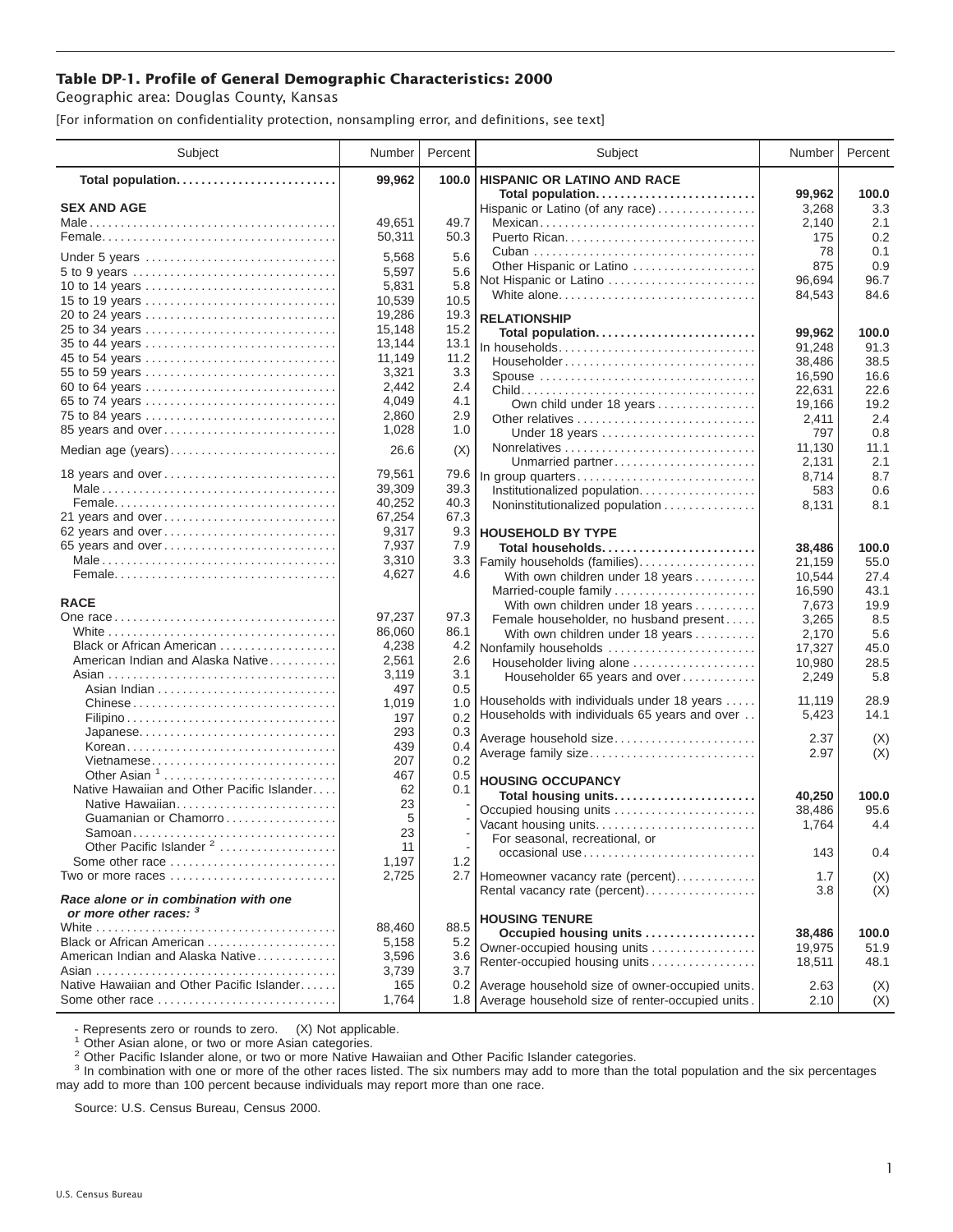# Table DP-1. Profile of General Demographic Characteristics: 2000

Geographic area: Douglas County, Kansas

[For information on confidentiality protection, nonsampling error, and definitions, see text]

| Subject | Number | Percent |
|---|---|---|
| **Total population** | **99,962** | **100.0** |
| **SEX AND AGE** | | |
| Male | 49,651 | 49.7 |
| Female | 50,311 | 50.3 |
| Under 5 years | 5,568 | 5.6 |
| 5 to 9 years | 5,597 | 5.6 |
| 10 to 14 years | 5,831 | 5.8 |
| 15 to 19 years | 10,539 | 10.5 |
| 20 to 24 years | 19,286 | 19.3 |
| 25 to 34 years | 15,148 | 15.2 |
| 35 to 44 years | 13,144 | 13.1 |
| 45 to 54 years | 11,149 | 11.2 |
| 55 to 59 years | 3,321 | 3.3 |
| 60 to 64 years | 2,442 | 2.4 |
| 65 to 74 years | 4,049 | 4.1 |
| 75 to 84 years | 2,860 | 2.9 |
| 85 years and over | 1,028 | 1.0 |
| Median age (years) | 26.6 | (X) |
| 18 years and over | 79,561 | 79.6 |
| Male | 39,309 | 39.3 |
| Female | 40,252 | 40.3 |
| 21 years and over | 67,254 | 67.3 |
| 62 years and over | 9,317 | 9.3 |
| 65 years and over | 7,937 | 7.9 |
| Male | 3,310 | 3.3 |
| Female | 4,627 | 4.6 |
| **RACE** | | |
| One race | 97,237 | 97.3 |
| White | 86,060 | 86.1 |
| Black or African American | 4,238 | 4.2 |
| American Indian and Alaska Native | 2,561 | 2.6 |
| Asian | 3,119 | 3.1 |
| Asian Indian | 497 | 0.5 |
| Chinese | 1,019 | 1.0 |
| Filipino | 197 | 0.2 |
| Japanese | 293 | 0.3 |
| Korean | 439 | 0.4 |
| Vietnamese | 207 | 0.2 |
| Other Asian [1] | 467 | 0.5 |
| Native Hawaiian and Other Pacific Islander | 62 | 0.1 |
| Native Hawaiian | 23 | - |
| Guamanian or Chamorro | 5 | - |
| Samoan | 23 | - |
| Other Pacific Islander [2] | 11 | - |
| Some other race | 1,197 | 1.2 |
| Two or more races | 2,725 | 2.7 |
| ***Race alone or in combination with one or more other races:*** [3] | | |
| White | 88,460 | 88.5 |
| Black or African American | 5,158 | 5.2 |
| American Indian and Alaska Native | 3,596 | 3.6 |
| Asian | 3,739 | 3.7 |
| Native Hawaiian and Other Pacific Islander | 165 | 0.2 |
| Some other race | 1,764 | 1.8 |
| **HISPANIC OR LATINO AND RACE** | | |
| **Total population** | **99,962** | **100.0** |
| Hispanic or Latino (of any race) | 3,268 | 3.3 |
| Mexican | 2,140 | 2.1 |
| Puerto Rican | 175 | 0.2 |
| Cuban | 78 | 0.1 |
| Other Hispanic or Latino | 875 | 0.9 |
| Not Hispanic or Latino | 96,694 | 96.7 |
| White alone | 84,543 | 84.6 |
| **RELATIONSHIP** | | |
| **Total population** | **99,962** | **100.0** |
| In households | 91,248 | 91.3 |
| Householder | 38,486 | 38.5 |
| Spouse | 16,590 | 16.6 |
| Child | 22,631 | 22.6 |
| Own child under 18 years | 19,166 | 19.2 |
| Other relatives | 2,411 | 2.4 |
| Under 18 years | 797 | 0.8 |
| Nonrelatives | 11,130 | 11.1 |
| Unmarried partner | 2,131 | 2.1 |
| In group quarters | 8,714 | 8.7 |
| Institutionalized population | 583 | 0.6 |
| Noninstitutionalized population | 8,131 | 8.1 |
| **HOUSEHOLD BY TYPE** | | |
| **Total households** | **38,486** | **100.0** |
| Family households (families) | 21,159 | 55.0 |
| With own children under 18 years | 10,544 | 27.4 |
| Married-couple family | 16,590 | 43.1 |
| With own children under 18 years | 7,673 | 19.9 |
| Female householder, no husband present | 3,265 | 8.5 |
| With own children under 18 years | 2,170 | 5.6 |
| Nonfamily households | 17,327 | 45.0 |
| Householder living alone | 10,980 | 28.5 |
| Householder 65 years and over | 2,249 | 5.8 |
| Households with individuals under 18 years | 11,119 | 28.9 |
| Households with individuals 65 years and over | 5,423 | 14.1 |
| Average household size | 2.37 | (X) |
| Average family size | 2.97 | (X) |
| **HOUSING OCCUPANCY** | | |
| **Total housing units** | **40,250** | **100.0** |
| Occupied housing units | 38,486 | 95.6 |
| Vacant housing units | 1,764 | 4.4 |
| For seasonal, recreational, or occasional use | 143 | 0.4 |
| Homeowner vacancy rate (percent) | 1.7 | (X) |
| Rental vacancy rate (percent) | 3.8 | (X) |
| **HOUSING TENURE** | | |
| **Occupied housing units** | **38,486** | **100.0** |
| Owner-occupied housing units | 19,975 | 51.9 |
| Renter-occupied housing units | 18,511 | 48.1 |
| Average household size of owner-occupied units | 2.63 | (X) |
| Average household size of renter-occupied units | 2.10 | (X) |

- Represents zero or rounds to zero. (X) Not applicable.

[1] Other Asian alone, or two or more Asian categories.

[2] Other Pacific Islander alone, or two or more Native Hawaiian and Other Pacific Islander categories.

[3] In combination with one or more of the other races listed. The six numbers may add to more than the total population and the six percentages may add to more than 100 percent because individuals may report more than one race.

Source: U.S. Census Bureau, Census 2000.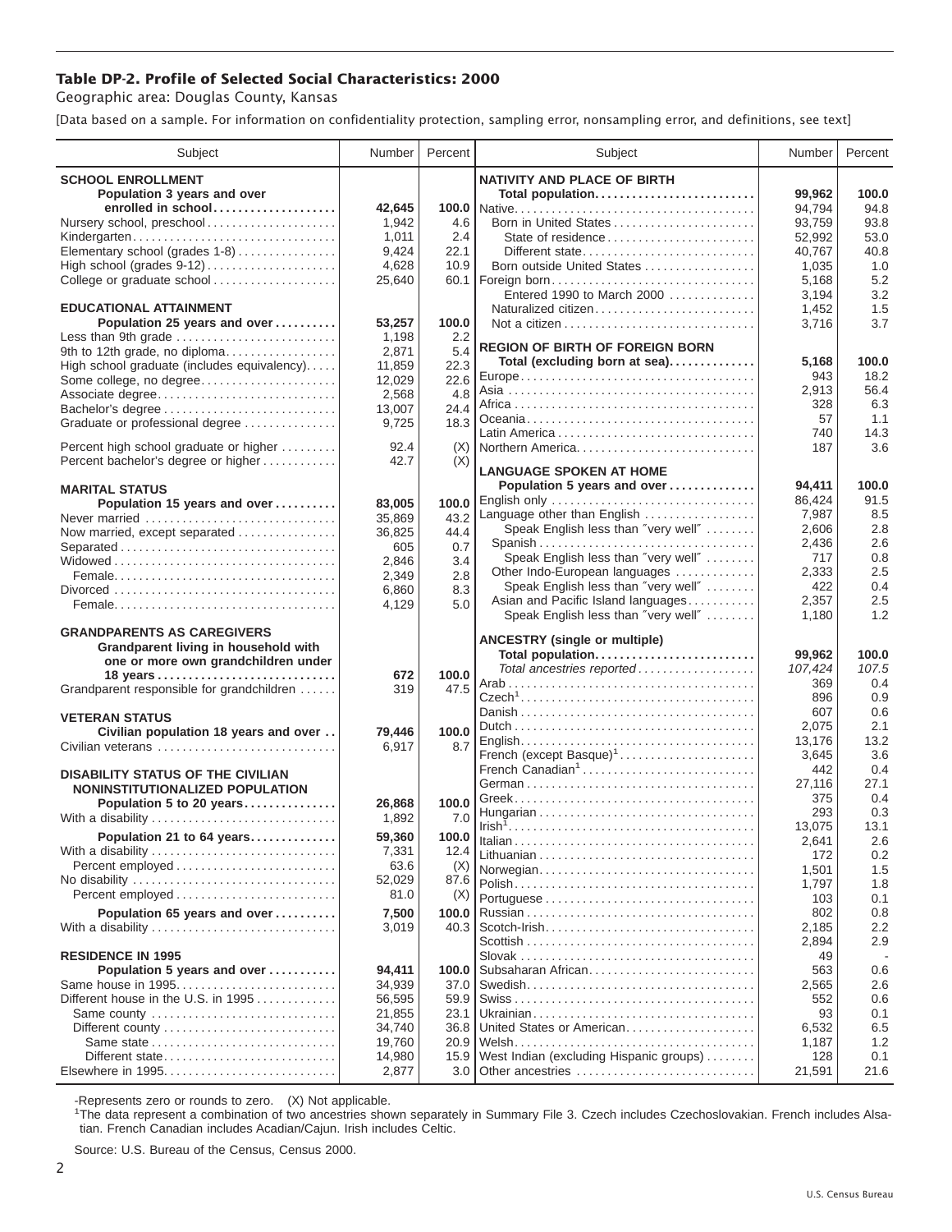### Table DP-2. Profile of Selected Social Characteristics: 2000

Geographic area: Douglas County, Kansas

[Data based on a sample. For information on confidentiality protection, sampling error, nonsampling error, and definitions, see text]

| Subject | Number | Percent |
|---|---|---|
| **SCHOOL ENROLLMENT** | | |
| **Population 3 years and over enrolled in school** | **42,645** | **100.0** |
| Nursery school, preschool | 1,942 | 4.6 |
| Kindergarten | 1,011 | 2.4 |
| Elementary school (grades 1-8) | 9,424 | 22.1 |
| High school (grades 9-12) | 4,628 | 10.9 |
| College or graduate school | 25,640 | 60.1 |
| **EDUCATIONAL ATTAINMENT** | | |
| **Population 25 years and over** | **53,257** | **100.0** |
| Less than 9th grade | 1,198 | 2.2 |
| 9th to 12th grade, no diploma | 2,871 | 5.4 |
| High school graduate (includes equivalency) | 11,859 | 22.3 |
| Some college, no degree | 12,029 | 22.6 |
| Associate degree | 2,568 | 4.8 |
| Bachelor's degree | 13,007 | 24.4 |
| Graduate or professional degree | 9,725 | 18.3 |
| Percent high school graduate or higher | 92.4 | (X) |
| Percent bachelor's degree or higher | 42.7 | (X) |
| **MARITAL STATUS** | | |
| **Population 15 years and over** | **83,005** | **100.0** |
| Never married | 35,869 | 43.2 |
| Now married, except separated | 36,825 | 44.4 |
| Separated | 605 | 0.7 |
| Widowed | 2,846 | 3.4 |
| Female | 2,349 | 2.8 |
| Divorced | 6,860 | 8.3 |
| Female | 4,129 | 5.0 |
| **GRANDPARENTS AS CAREGIVERS** | | |
| **Grandparent living in household with one or more own grandchildren under 18 years** | **672** | **100.0** |
| Grandparent responsible for grandchildren | 319 | 47.5 |
| **VETERAN STATUS** | | |
| **Civilian population 18 years and over** | **79,446** | **100.0** |
| Civilian veterans | 6,917 | 8.7 |
| **DISABILITY STATUS OF THE CIVILIAN NONINSTITUTIONALIZED POPULATION** | | |
| **Population 5 to 20 years** | **26,868** | **100.0** |
| With a disability | 1,892 | 7.0 |
| **Population 21 to 64 years** | **59,360** | **100.0** |
| With a disability | 7,331 | 12.4 |
| Percent employed | 63.6 | (X) |
| No disability | 52,029 | 87.6 |
| Percent employed | 81.0 | (X) |
| **Population 65 years and over** | **7,500** | **100.0** |
| With a disability | 3,019 | 40.3 |
| **RESIDENCE IN 1995** | | |
| **Population 5 years and over** | **94,411** | **100.0** |
| Same house in 1995 | 34,939 | 37.0 |
| Different house in the U.S. in 1995 | 56,595 | 59.9 |
| Same county | 21,855 | 23.1 |
| Different county | 34,740 | 36.8 |
| Same state | 19,760 | 20.9 |
| Different state | 14,980 | 15.9 |
| Elsewhere in 1995 | 2,877 | 3.0 |

| Subject | Number | Percent |
|---|---|---|
| **NATIVITY AND PLACE OF BIRTH** | | |
| **Total population** | **99,962** | **100.0** |
| Native | 94,794 | 94.8 |
| Born in United States | 93,759 | 93.8 |
| State of residence | 52,992 | 53.0 |
| Different state | 40,767 | 40.8 |
| Born outside United States | 1,035 | 1.0 |
| Foreign born | 5,168 | 5.2 |
| Entered 1990 to March 2000 | 3,194 | 3.2 |
| Naturalized citizen | 1,452 | 1.5 |
| Not a citizen | 3,716 | 3.7 |
| **REGION OF BIRTH OF FOREIGN BORN** | | |
| **Total (excluding born at sea)** | **5,168** | **100.0** |
| Europe | 943 | 18.2 |
| Asia | 2,913 | 56.4 |
| Africa | 328 | 6.3 |
| Oceania | 57 | 1.1 |
| Latin America | 740 | 14.3 |
| Northern America | 187 | 3.6 |
| **LANGUAGE SPOKEN AT HOME** | | |
| **Population 5 years and over** | **94,411** | **100.0** |
| English only | 86,424 | 91.5 |
| Language other than English | 7,987 | 8.5 |
| Speak English less than "very well" | 2,606 | 2.8 |
| Spanish | 2,436 | 2.6 |
| Speak English less than "very well" | 717 | 0.8 |
| Other Indo-European languages | 2,333 | 2.5 |
| Speak English less than "very well" | 422 | 0.4 |
| Asian and Pacific Island languages | 2,357 | 2.5 |
| Speak English less than "very well" | 1,180 | 1.2 |
| **ANCESTRY (single or multiple)** | | |
| **Total population** | **99,962** | **100.0** |
| *Total ancestries reported* | *107,424* | *107.5* |
| Arab | 369 | 0.4 |
| Czech[1] | 896 | 0.9 |
| Danish | 607 | 0.6 |
| Dutch | 2,075 | 2.1 |
| English | 13,176 | 13.2 |
| French (except Basque)[1] | 3,645 | 3.6 |
| French Canadian[1] | 442 | 0.4 |
| German | 27,116 | 27.1 |
| Greek | 375 | 0.4 |
| Hungarian | 293 | 0.3 |
| Irish[1] | 13,075 | 13.1 |
| Italian | 2,641 | 2.6 |
| Lithuanian | 172 | 0.2 |
| Norwegian | 1,501 | 1.5 |
| Polish | 1,797 | 1.8 |
| Portuguese | 103 | 0.1 |
| Russian | 802 | 0.8 |
| Scotch-Irish | 2,185 | 2.2 |
| Scottish | 2,894 | 2.9 |
| Slovak | 49 | - |
| Subsaharan African | 563 | 0.6 |
| Swedish | 2,565 | 2.6 |
| Swiss | 552 | 0.6 |
| Ukrainian | 93 | 0.1 |
| United States or American | 6,532 | 6.5 |
| Welsh | 1,187 | 1.2 |
| West Indian (excluding Hispanic groups) | 128 | 0.1 |
| Other ancestries | 21,591 | 21.6 |

-Represents zero or rounds to zero. (X) Not applicable.

[1]The data represent a combination of two ancestries shown separately in Summary File 3. Czech includes Czechoslovakian. French includes Alsatian. French Canadian includes Acadian/Cajun. Irish includes Celtic.

Source: U.S. Bureau of the Census, Census 2000.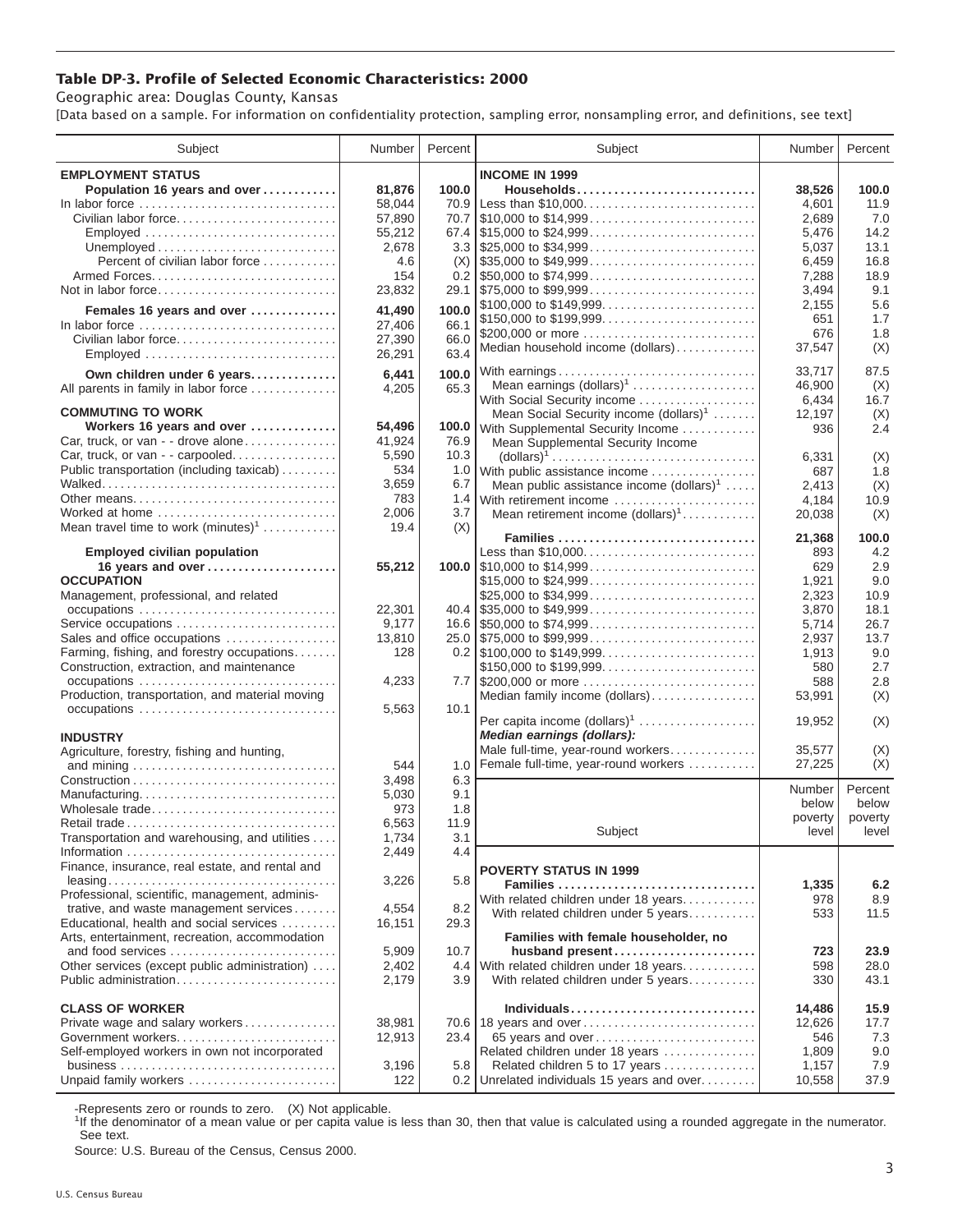### Table DP-3. Profile of Selected Economic Characteristics: 2000

Geographic area: Douglas County, Kansas

[Data based on a sample. For information on confidentiality protection, sampling error, nonsampling error, and definitions, see text]

| Subject | Number | Percent |
|---|---|---|
| **EMPLOYMENT STATUS** | | |
| **Population 16 years and over** | **81,876** | **100.0** |
| In labor force | 58,044 | 70.9 |
| Civilian labor force | 57,890 | 70.7 |
| Employed | 55,212 | 67.4 |
| Unemployed | 2,678 | 3.3 |
| Percent of civilian labor force | 4.6 | (X) |
| Armed Forces | 154 | 0.2 |
| Not in labor force | 23,832 | 29.1 |
| **Females 16 years and over** | **41,490** | **100.0** |
| In labor force | 27,406 | 66.1 |
| Civilian labor force | 27,390 | 66.0 |
| Employed | 26,291 | 63.4 |
| **Own children under 6 years** | **6,441** | **100.0** |
| All parents in family in labor force | 4,205 | 65.3 |
| **COMMUTING TO WORK** | | |
| **Workers 16 years and over** | **54,496** | **100.0** |
| Car, truck, or van - - drove alone | 41,924 | 76.9 |
| Car, truck, or van - - carpooled | 5,590 | 10.3 |
| Public transportation (including taxicab) | 534 | 1.0 |
| Walked | 3,659 | 6.7 |
| Other means | 783 | 1.4 |
| Worked at home | 2,006 | 3.7 |
| Mean travel time to work (minutes)[1] | 19.4 | (X) |
| **Employed civilian population 16 years and over** | **55,212** | **100.0** |
| **OCCUPATION** | | |
| Management, professional, and related occupations | 22,301 | 40.4 |
| Service occupations | 9,177 | 16.6 |
| Sales and office occupations | 13,810 | 25.0 |
| Farming, fishing, and forestry occupations | 128 | 0.2 |
| Construction, extraction, and maintenance occupations | 4,233 | 7.7 |
| Production, transportation, and material moving occupations | 5,563 | 10.1 |
| **INDUSTRY** | | |
| Agriculture, forestry, fishing and hunting, and mining | 544 | 1.0 |
| Construction | 3,498 | 6.3 |
| Manufacturing | 5,030 | 9.1 |
| Wholesale trade | 973 | 1.8 |
| Retail trade | 6,563 | 11.9 |
| Transportation and warehousing, and utilities | 1,734 | 3.1 |
| Information | 2,449 | 4.4 |
| Finance, insurance, real estate, and rental and leasing | 3,226 | 5.8 |
| Professional, scientific, management, administrative, and waste management services | 4,554 | 8.2 |
| Educational, health and social services | 16,151 | 29.3 |
| Arts, entertainment, recreation, accommodation and food services | 5,909 | 10.7 |
| Other services (except public administration) | 2,402 | 4.4 |
| Public administration | 2,179 | 3.9 |
| **CLASS OF WORKER** | | |
| Private wage and salary workers | 38,981 | 70.6 |
| Government workers | 12,913 | 23.4 |
| Self-employed workers in own not incorporated business | 3,196 | 5.8 |
| Unpaid family workers | 122 | 0.2 |

| Subject | Number | Percent |
|---|---|---|
| **INCOME IN 1999** | | |
| **Households** | **38,526** | **100.0** |
| Less than $10,000 | 4,601 | 11.9 |
| $10,000 to $14,999 | 2,689 | 7.0 |
| $15,000 to $24,999 | 5,476 | 14.2 |
| $25,000 to $34,999 | 5,037 | 13.1 |
| $35,000 to $49,999 | 6,459 | 16.8 |
| $50,000 to $74,999 | 7,288 | 18.9 |
| $75,000 to $99,999 | 3,494 | 9.1 |
| $100,000 to $149,999 | 2,155 | 5.6 |
| $150,000 to $199,999 | 651 | 1.7 |
| $200,000 or more | 676 | 1.8 |
| Median household income (dollars) | 37,547 | (X) |
| With earnings | 33,717 | 87.5 |
| Mean earnings (dollars)[1] | 46,900 | (X) |
| With Social Security income | 6,434 | 16.7 |
| Mean Social Security income (dollars)[1] | 12,197 | (X) |
| With Supplemental Security Income | 936 | 2.4 |
| Mean Supplemental Security Income (dollars)[1] | 6,331 | (X) |
| With public assistance income | 687 | 1.8 |
| Mean public assistance income (dollars)[1] | 2,413 | (X) |
| With retirement income | 4,184 | 10.9 |
| Mean retirement income (dollars)[1] | 20,038 | (X) |
| **Families** | **21,368** | **100.0** |
| Less than $10,000 | 893 | 4.2 |
| $10,000 to $14,999 | 629 | 2.9 |
| $15,000 to $24,999 | 1,921 | 9.0 |
| $25,000 to $34,999 | 2,323 | 10.9 |
| $35,000 to $49,999 | 3,870 | 18.1 |
| $50,000 to $74,999 | 5,714 | 26.7 |
| $75,000 to $99,999 | 2,937 | 13.7 |
| $100,000 to $149,999 | 1,913 | 9.0 |
| $150,000 to $199,999 | 580 | 2.7 |
| $200,000 or more | 588 | 2.8 |
| Median family income (dollars) | 53,991 | (X) |
| Per capita income (dollars)[1] | 19,952 | (X) |
| ***Median earnings (dollars):*** | | |
| Male full-time, year-round workers | 35,577 | (X) |
| Female full-time, year-round workers | 27,225 | (X) |

| Subject | Number below poverty level | Percent below poverty level |
|---|---|---|
| **POVERTY STATUS IN 1999** | | |
| **Families** | **1,335** | **6.2** |
| With related children under 18 years | 978 | 8.9 |
| With related children under 5 years | 533 | 11.5 |
| **Families with female householder, no husband present** | **723** | **23.9** |
| With related children under 18 years | 598 | 28.0 |
| With related children under 5 years | 330 | 43.1 |
| **Individuals** | **14,486** | **15.9** |
| 18 years and over | 12,626 | 17.7 |
| 65 years and over | 546 | 7.3 |
| Related children under 18 years | 1,809 | 9.0 |
| Related children 5 to 17 years | 1,157 | 7.9 |
| Unrelated individuals 15 years and over | 10,558 | 37.9 |

-Represents zero or rounds to zero. (X) Not applicable.

[1]If the denominator of a mean value or per capita value is less than 30, then that value is calculated using a rounded aggregate in the numerator. See text.

Source: U.S. Bureau of the Census, Census 2000.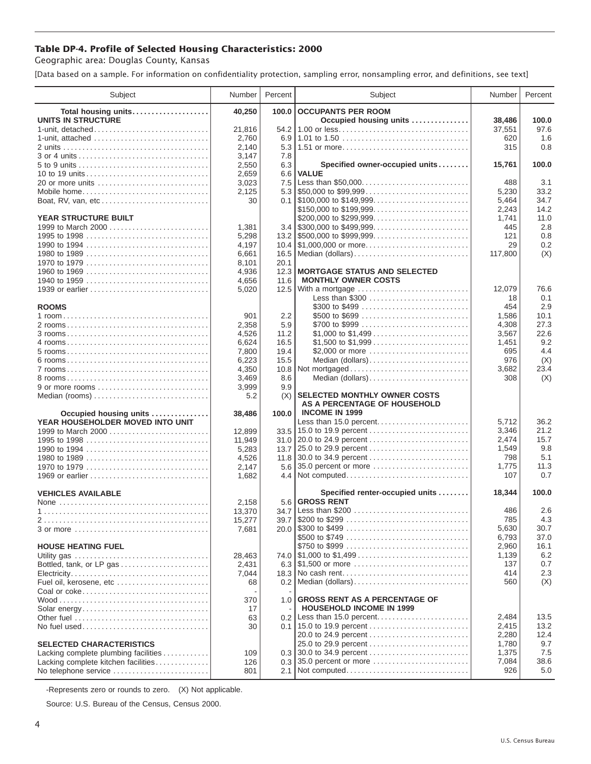# Table DP-4. Profile of Selected Housing Characteristics: 2000

Geographic area: Douglas County, Kansas

[Data based on a sample. For information on confidentiality protection, sampling error, nonsampling error, and definitions, see text]

| Subject | Number | Percent | Subject | Number | Percent |
|---|---|---|---|---|---|
| **Total housing units** | **40,250** | **100.0** | **OCCUPANTS PER ROOM** | | |
| **UNITS IN STRUCTURE** | | | **Occupied housing units** | **38,486** | **100.0** |
| 1-unit, detached | 21,816 | 54.2 | 1.00 or less | 37,551 | 97.6 |
| 1-unit, attached | 2,760 | 6.9 | 1.01 to 1.50 | 620 | 1.6 |
| 2 units | 2,140 | 5.3 | 1.51 or more | 315 | 0.8 |
| 3 or 4 units | 3,147 | 7.8 | | | |
| 5 to 9 units | 2,550 | 6.3 | **Specified owner-occupied units** | **15,761** | **100.0** |
| 10 to 19 units | 2,659 | 6.6 | **VALUE** | | |
| 20 or more units | 3,023 | 7.5 | Less than $50,000 | 488 | 3.1 |
| Mobile home | 2,125 | 5.3 | $50,000 to $99,999 | 5,230 | 33.2 |
| Boat, RV, van, etc | 30 | 0.1 | $100,000 to $149,999 | 5,464 | 34.7 |
| | | | $150,000 to $199,999 | 2,243 | 14.2 |
| **YEAR STRUCTURE BUILT** | | | $200,000 to $299,999 | 1,741 | 11.0 |
| 1999 to March 2000 | 1,381 | 3.4 | $300,000 to $499,999 | 445 | 2.8 |
| 1995 to 1998 | 5,298 | 13.2 | $500,000 to $999,999 | 121 | 0.8 |
| 1990 to 1994 | 4,197 | 10.4 | $1,000,000 or more | 29 | 0.2 |
| 1980 to 1989 | 6,661 | 16.5 | Median (dollars) | 117,800 | (X) |
| 1970 to 1979 | 8,101 | 20.1 | | | |
| 1960 to 1969 | 4,936 | 12.3 | **MORTGAGE STATUS AND SELECTED MONTHLY OWNER COSTS** | | |
| 1940 to 1959 | 4,656 | 11.6 | | | |
| 1939 or earlier | 5,020 | 12.5 | With a mortgage | 12,079 | 76.6 |
| | | | Less than $300 | 18 | 0.1 |
| **ROOMS** | | | $300 to $499 | 454 | 2.9 |
| 1 room | 901 | 2.2 | $500 to $699 | 1,586 | 10.1 |
| 2 rooms | 2,358 | 5.9 | $700 to $999 | 4,308 | 27.3 |
| 3 rooms | 4,526 | 11.2 | $1,000 to $1,499 | 3,567 | 22.6 |
| 4 rooms | 6,624 | 16.5 | $1,500 to $1,999 | 1,451 | 9.2 |
| 5 rooms | 7,800 | 19.4 | $2,000 or more | 695 | 4.4 |
| 6 rooms | 6,223 | 15.5 | Median (dollars) | 976 | (X) |
| 7 rooms | 4,350 | 10.8 | Not mortgaged | 3,682 | 23.4 |
| 8 rooms | 3,469 | 8.6 | Median (dollars) | 308 | (X) |
| 9 or more rooms | 3,999 | 9.9 | | | |
| Median (rooms) | 5.2 | (X) | **SELECTED MONTHLY OWNER COSTS AS A PERCENTAGE OF HOUSEHOLD INCOME IN 1999** | | |
| **Occupied housing units** | **38,486** | **100.0** | | | |
| **YEAR HOUSEHOLDER MOVED INTO UNIT** | | | Less than 15.0 percent | 5,712 | 36.2 |
| 1999 to March 2000 | 12,899 | 33.5 | 15.0 to 19.9 percent | 3,346 | 21.2 |
| 1995 to 1998 | 11,949 | 31.0 | 20.0 to 24.9 percent | 2,474 | 15.7 |
| 1990 to 1994 | 5,283 | 13.7 | 25.0 to 29.9 percent | 1,549 | 9.8 |
| 1980 to 1989 | 4,526 | 11.8 | 30.0 to 34.9 percent | 798 | 5.1 |
| 1970 to 1979 | 2,147 | 5.6 | 35.0 percent or more | 1,775 | 11.3 |
| 1969 or earlier | 1,682 | 4.4 | Not computed | 107 | 0.7 |
| | | | | | |
| **VEHICLES AVAILABLE** | | | **Specified renter-occupied units** | **18,344** | **100.0** |
| None | 2,158 | 5.6 | **GROSS RENT** | | |
| 1 | 13,370 | 34.7 | Less than $200 | 486 | 2.6 |
| 2 | 15,277 | 39.7 | $200 to $299 | 785 | 4.3 |
| 3 or more | 7,681 | 20.0 | $300 to $499 | 5,630 | 30.7 |
| | | | $500 to $749 | 6,793 | 37.0 |
| **HOUSE HEATING FUEL** | | | $750 to $999 | 2,960 | 16.1 |
| Utility gas | 28,463 | 74.0 | $1,000 to $1,499 | 1,139 | 6.2 |
| Bottled, tank, or LP gas | 2,431 | 6.3 | $1,500 or more | 137 | 0.7 |
| Electricity | 7,044 | 18.3 | No cash rent | 414 | 2.3 |
| Fuel oil, kerosene, etc | 68 | 0.2 | Median (dollars) | 560 | (X) |
| Coal or coke | - | - | | | |
| Wood | 370 | 1.0 | **GROSS RENT AS A PERCENTAGE OF HOUSEHOLD INCOME IN 1999** | | |
| Solar energy | 17 | - | | | |
| Other fuel | 63 | 0.2 | Less than 15.0 percent | 2,484 | 13.5 |
| No fuel used | 30 | 0.1 | 15.0 to 19.9 percent | 2,415 | 13.2 |
| | | | 20.0 to 24.9 percent | 2,280 | 12.4 |
| **SELECTED CHARACTERISTICS** | | | 25.0 to 29.9 percent | 1,780 | 9.7 |
| Lacking complete plumbing facilities | 109 | 0.3 | 30.0 to 34.9 percent | 1,375 | 7.5 |
| Lacking complete kitchen facilities | 126 | 0.3 | 35.0 percent or more | 7,084 | 38.6 |
| No telephone service | 801 | 2.1 | Not computed | 926 | 5.0 |

-Represents zero or rounds to zero. (X) Not applicable.

Source: U.S. Bureau of the Census, Census 2000.